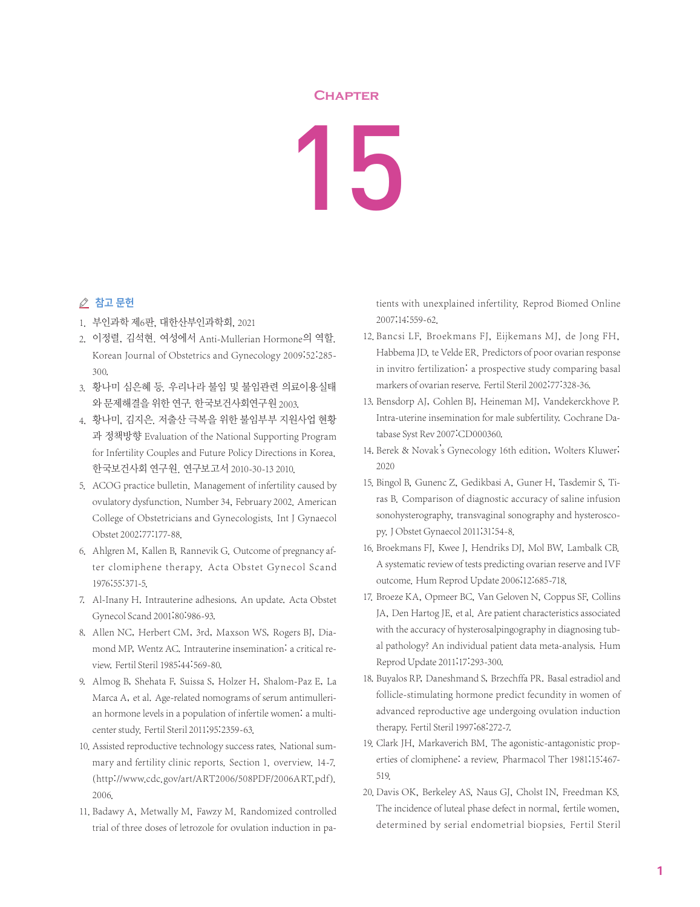# CHAPTER

# 15

## 참고 문헌

1. 부인과학 제6판, 대한산부인과학회, 2021
2. 이정렬, 김석현. 여성에서 Anti-Mullerian Hormone의 역할. Korean Journal of Obstetrics and Gynecology 2009;52:285-300.
3. 황나미 심은혜 등. 우리나라 불임 및 불임관련 의료이용실태와 문제해결을 위한 연구. 한국보건사회연구원 2003.
4. 황나미, 김지은. 저출산 극복을 위한 불임부부 지원사업 현황과 정책방향 Evaluation of the National Supporting Program for Infertility Couples and Future Policy Directions in Korea. 한국보건사회 연구원. 연구보고서 2010-30-13 2010.
5. ACOG practice bulletin. Management of infertility caused by ovulatory dysfunction. Number 34, February 2002. American College of Obstetricians and Gynecologists. Int J Gynaecol Obstet 2002;77:177-88.
6. Ahlgren M, Kallen B, Rannevik G. Outcome of pregnancy after clomiphene therapy. Acta Obstet Gynecol Scand 1976;55:371-5.
7. Al-Inany H. Intrauterine adhesions. An update. Acta Obstet Gynecol Scand 2001;80:986-93.
8. Allen NC, Herbert CM, 3rd, Maxson WS, Rogers BJ, Diamond MP, Wentz AC. Intrauterine insemination: a critical review. Fertil Steril 1985;44:569-80.
9. Almog B, Shehata F, Suissa S, Holzer H, Shalom-Paz E, La Marca A, et al. Age-related nomograms of serum antimullerian hormone levels in a population of infertile women: a multicenter study. Fertil Steril 2011;95:2359-63.
10. Assisted reproductive technology success rates. National summary and fertility clinic reports. Section 1. overview. 14-7. (http://www.cdc.gov/art/ART2006/508PDF/2006ART.pdf). 2006.
11. Badawy A, Metwally M, Fawzy M. Randomized controlled trial of three doses of letrozole for ovulation induction in patients with unexplained infertility. Reprod Biomed Online 2007;14:559-62.
12. Bancsi LF, Broekmans FJ, Eijkemans MJ, de Jong FH, Habbema JD, te Velde ER. Predictors of poor ovarian response in invitro fertilization: a prospective study comparing basal markers of ovarian reserve. Fertil Steril 2002;77:328-36.
13. Bensdorp AJ, Cohlen BJ, Heineman MJ, Vandekerckhove P. Intra-uterine insemination for male subfertility. Cochrane Database Syst Rev 2007:CD000360.
14. Berek & Novak's Gynecology 16th edition, Wolters Kluwer; 2020
15. Bingol B, Gunenc Z, Gedikbasi A, Guner H, Tasdemir S, Tiras B. Comparison of diagnostic accuracy of saline infusion sonohysterography, transvaginal sonography and hysteroscopy. J Obstet Gynaecol 2011;31:54-8.
16. Broekmans FJ, Kwee J, Hendriks DJ, Mol BW, Lambalk CB. A systematic review of tests predicting ovarian reserve and IVF outcome. Hum Reprod Update 2006;12:685-718.
17. Broeze KA, Opmeer BC, Van Geloven N, Coppus SF, Collins JA, Den Hartog JE, et al. Are patient characteristics associated with the accuracy of hysterosalpingography in diagnosing tubal pathology? An individual patient data meta-analysis. Hum Reprod Update 2011;17:293-300.
18. Buyalos RP, Daneshmand S, Brzechffa PR. Basal estradiol and follicle-stimulating hormone predict fecundity in women of advanced reproductive age undergoing ovulation induction therapy. Fertil Steril 1997;68:272-7.
19. Clark JH, Markaverich BM. The agonistic-antagonistic properties of clomiphene: a review. Pharmacol Ther 1981;15:467-519.
20. Davis OK, Berkeley AS, Naus GJ, Cholst IN, Freedman KS. The incidence of luteal phase defect in normal, fertile women, determined by serial endometrial biopsies. Fertil Steril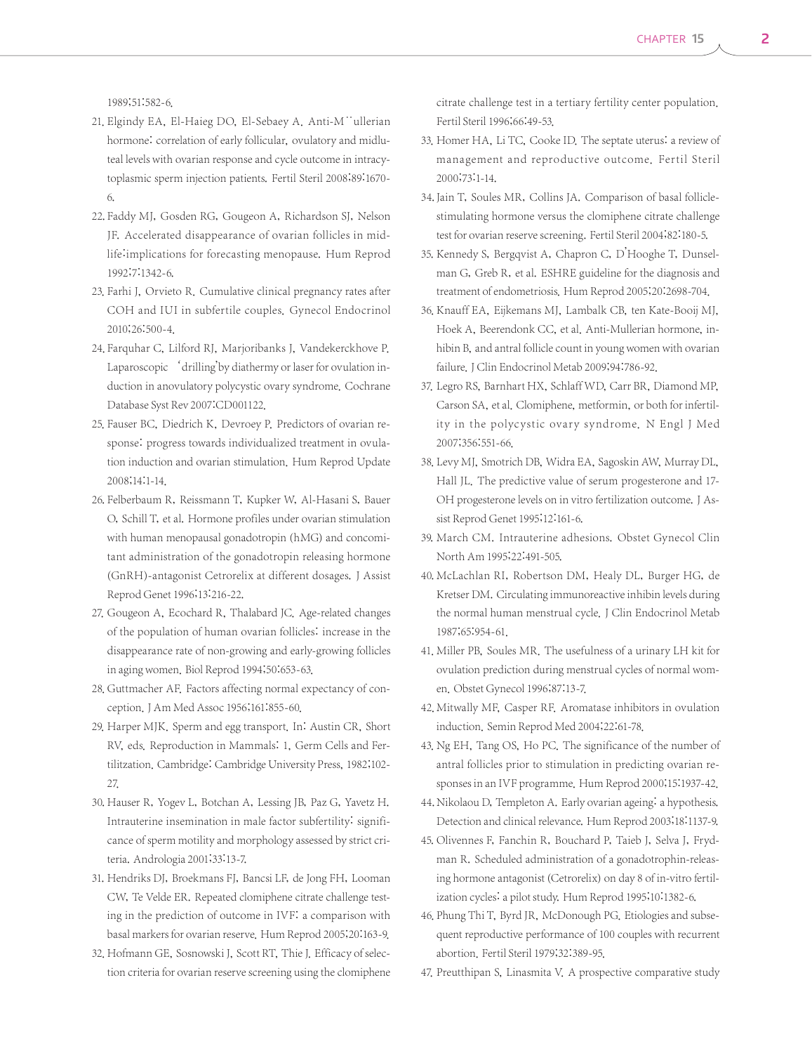1989;51:582-6.

21. Elgindy EA, El-Haieg DO, El-Sebaey A. Anti-M¨ullerian hormone: correlation of early follicular, ovulatory and midluteal levels with ovarian response and cycle outcome in intracytoplasmic sperm injection patients. Fertil Steril 2008;89:1670-6.
22. Faddy MJ, Gosden RG, Gougeon A, Richardson SJ, Nelson JF. Accelerated disappearance of ovarian follicles in mid-life:implications for forecasting menopause. Hum Reprod 1992;7:1342-6.
23. Farhi J, Orvieto R. Cumulative clinical pregnancy rates after COH and IUI in subfertile couples. Gynecol Endocrinol 2010;26:500-4.
24. Farquhar C, Lilford RJ, Marjoribanks J, Vandekerckhove P. Laparoscopic 'drilling'by diathermy or laser for ovulation induction in anovulatory polycystic ovary syndrome. Cochrane Database Syst Rev 2007:CD001122.
25. Fauser BC, Diedrich K, Devroey P. Predictors of ovarian response: progress towards individualized treatment in ovulation induction and ovarian stimulation. Hum Reprod Update 2008;14:1-14.
26. Felberbaum R, Reissmann T, Kupker W, Al-Hasani S, Bauer O, Schill T, et al. Hormone profiles under ovarian stimulation with human menopausal gonadotropin (hMG) and concomitant administration of the gonadotropin releasing hormone (GnRH)-antagonist Cetrorelix at different dosages. J Assist Reprod Genet 1996;13:216-22.
27. Gougeon A, Ecochard R, Thalabard JC. Age-related changes of the population of human ovarian follicles: increase in the disappearance rate of non-growing and early-growing follicles in aging women. Biol Reprod 1994;50:653-63.
28. Guttmacher AF. Factors affecting normal expectancy of conception. J Am Med Assoc 1956;161:855-60.
29. Harper MJK. Sperm and egg transport. In: Austin CR, Short RV, eds. Reproduction in Mammals: 1, Germ Cells and Fertilitzation. Cambridge: Cambridge University Press, 1982;102-27.
30. Hauser R, Yogev L, Botchan A, Lessing JB, Paz G, Yavetz H. Intrauterine insemination in male factor subfertility: significance of sperm motility and morphology assessed by strict criteria. Andrologia 2001;33:13-7.
31. Hendriks DJ, Broekmans FJ, Bancsi LF, de Jong FH, Looman CW, Te Velde ER. Repeated clomiphene citrate challenge testing in the prediction of outcome in IVF: a comparison with basal markers for ovarian reserve. Hum Reprod 2005;20:163-9.
32. Hofmann GE, Sosnowski J, Scott RT, Thie J. Efficacy of selection criteria for ovarian reserve screening using the clomiphene citrate challenge test in a tertiary fertility center population. Fertil Steril 1996;66:49-53.
33. Homer HA, Li TC, Cooke ID. The septate uterus: a review of management and reproductive outcome. Fertil Steril 2000;73:1-14.
34. Jain T, Soules MR, Collins JA. Comparison of basal follicle-stimulating hormone versus the clomiphene citrate challenge test for ovarian reserve screening. Fertil Steril 2004;82:180-5.
35. Kennedy S, Bergqvist A, Chapron C, D'Hooghe T, Dunselman G, Greb R, et al. ESHRE guideline for the diagnosis and treatment of endometriosis. Hum Reprod 2005;20:2698-704.
36. Knauff EA, Eijkemans MJ, Lambalk CB, ten Kate-Booij MJ, Hoek A, Beerendonk CC, et al. Anti-Mullerian hormone, inhibin B, and antral follicle count in young women with ovarian failure. J Clin Endocrinol Metab 2009;94:786-92.
37. Legro RS, Barnhart HX, Schlaff WD, Carr BR, Diamond MP, Carson SA, et al. Clomiphene, metformin, or both for infertility in the polycystic ovary syndrome. N Engl J Med 2007;356:551-66.
38. Levy MJ, Smotrich DB, Widra EA, Sagoskin AW, Murray DL, Hall JL. The predictive value of serum progesterone and 17-OH progesterone levels on in vitro fertilization outcome. J Assist Reprod Genet 1995;12:161-6.
39. March CM. Intrauterine adhesions. Obstet Gynecol Clin North Am 1995;22:491-505.
40. McLachlan RI, Robertson DM, Healy DL, Burger HG, de Kretser DM. Circulating immunoreactive inhibin levels during the normal human menstrual cycle. J Clin Endocrinol Metab 1987;65:954-61.
41. Miller PB, Soules MR. The usefulness of a urinary LH kit for ovulation prediction during menstrual cycles of normal women. Obstet Gynecol 1996;87:13-7.
42. Mitwally MF, Casper RF. Aromatase inhibitors in ovulation induction. Semin Reprod Med 2004;22:61-78.
43. Ng EH, Tang OS, Ho PC. The significance of the number of antral follicles prior to stimulation in predicting ovarian responses in an IVF programme. Hum Reprod 2000;15:1937-42.
44. Nikolaou D, Templeton A. Early ovarian ageing: a hypothesis. Detection and clinical relevance. Hum Reprod 2003;18:1137-9.
45. Olivennes F, Fanchin R, Bouchard P, Taieb J, Selva J, Frydman R. Scheduled administration of a gonadotrophin-releasing hormone antagonist (Cetrorelix) on day 8 of in-vitro fertilization cycles: a pilot study. Hum Reprod 1995;10:1382-6.
46. Phung Thi T, Byrd JR, McDonough PG. Etiologies and subsequent reproductive performance of 100 couples with recurrent abortion. Fertil Steril 1979;32:389-95.
47. Preutthipan S, Linasmita V. A prospective comparative study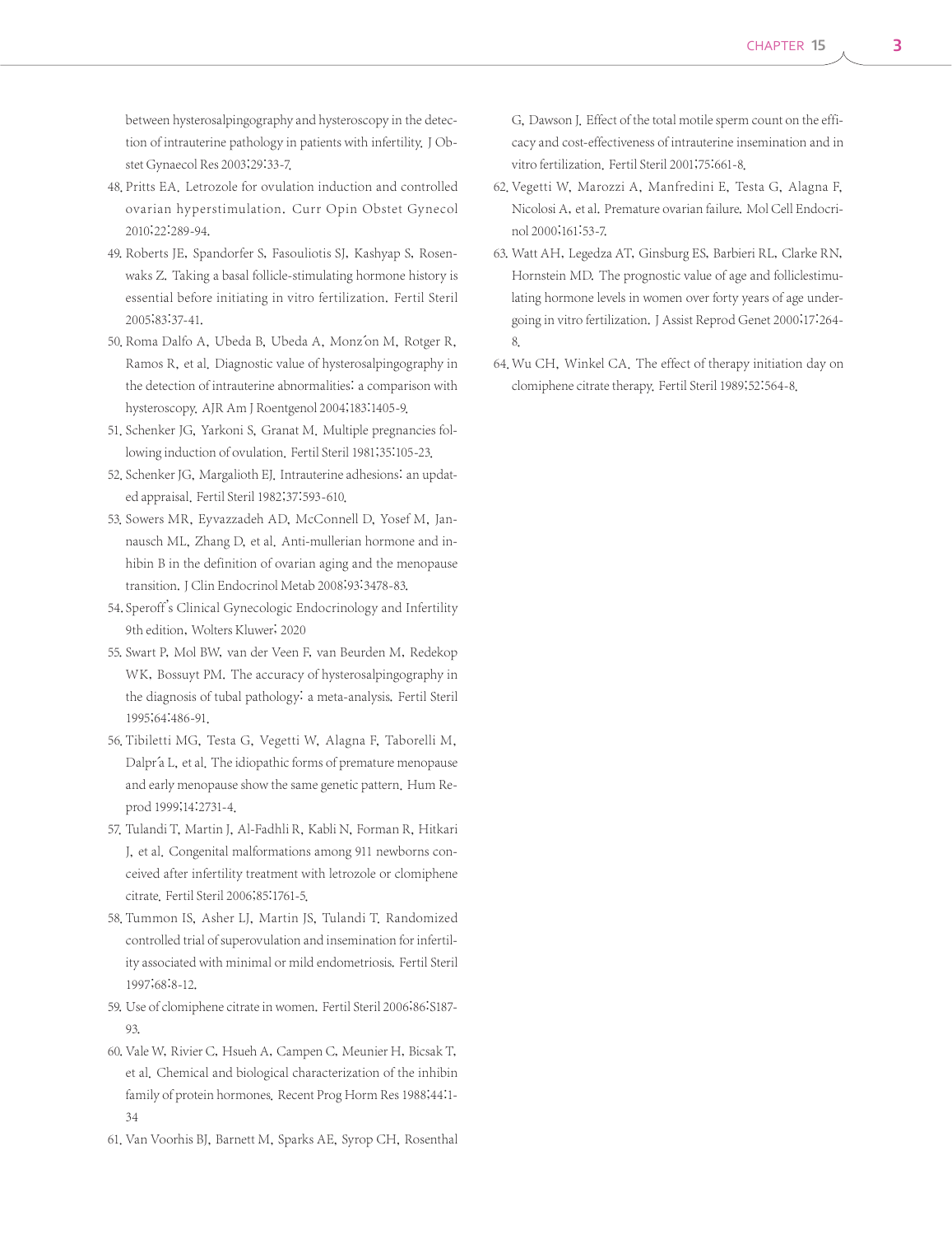between hysterosalpingography and hysteroscopy in the detection of intrauterine pathology in patients with infertility. J Obstet Gynaecol Res 2003;29:33-7.

48. Pritts EA. Letrozole for ovulation induction and controlled ovarian hyperstimulation. Curr Opin Obstet Gynecol 2010;22:289-94.
49. Roberts JE, Spandorfer S, Fasouliotis SJ, Kashyap S, Rosenwaks Z. Taking a basal follicle-stimulating hormone history is essential before initiating in vitro fertilization. Fertil Steril 2005;83:37-41.
50. Roma Dalfo A, Ubeda B, Ubeda A, Monźon M, Rotger R, Ramos R, et al. Diagnostic value of hysterosalpingography in the detection of intrauterine abnormalities: a comparison with hysteroscopy. AJR Am J Roentgenol 2004;183:1405-9.
51. Schenker JG, Yarkoni S, Granat M. Multiple pregnancies following induction of ovulation. Fertil Steril 1981;35:105-23.
52. Schenker JG, Margalioth EJ. Intrauterine adhesions: an updated appraisal. Fertil Steril 1982;37:593-610.
53. Sowers MR, Eyvazzadeh AD, McConnell D, Yosef M, Jannausch ML, Zhang D, et al. Anti-mullerian hormone and inhibin B in the definition of ovarian aging and the menopause transition. J Clin Endocrinol Metab 2008;93:3478-83.
54. Speroff's Clinical Gynecologic Endocrinology and Infertility 9th edition. Wolters Kluwer; 2020
55. Swart P, Mol BW, van der Veen F, van Beurden M, Redekop WK, Bossuyt PM. The accuracy of hysterosalpingography in the diagnosis of tubal pathology: a meta-analysis. Fertil Steril 1995;64:486-91.
56. Tibiletti MG, Testa G, Vegetti W, Alagna F, Taborelli M, Dalpŕa L, et al. The idiopathic forms of premature menopause and early menopause show the same genetic pattern. Hum Reprod 1999;14:2731-4.
57. Tulandi T, Martin J, Al-Fadhli R, Kabli N, Forman R, Hitkari J, et al. Congenital malformations among 911 newborns conceived after infertility treatment with letrozole or clomiphene citrate. Fertil Steril 2006;85:1761-5.
58. Tummon IS, Asher LJ, Martin JS, Tulandi T. Randomized controlled trial of superovulation and insemination for infertility associated with minimal or mild endometriosis. Fertil Steril 1997;68:8-12.
59. Use of clomiphene citrate in women. Fertil Steril 2006;86:S187-93.
60. Vale W, Rivier C, Hsueh A, Campen C, Meunier H, Bicsak T, et al. Chemical and biological characterization of the inhibin family of protein hormones. Recent Prog Horm Res 1988;44:1-34
61. Van Voorhis BJ, Barnett M, Sparks AE, Syrop CH, Rosenthal G, Dawson J. Effect of the total motile sperm count on the efficacy and cost-effectiveness of intrauterine insemination and in vitro fertilization. Fertil Steril 2001;75:661-8.
62. Vegetti W, Marozzi A, Manfredini E, Testa G, Alagna F, Nicolosi A, et al. Premature ovarian failure. Mol Cell Endocrinol 2000;161:53-7.
63. Watt AH, Legedza AT, Ginsburg ES, Barbieri RL, Clarke RN, Hornstein MD. The prognostic value of age and folliclestimulating hormone levels in women over forty years of age undergoing in vitro fertilization. J Assist Reprod Genet 2000;17:264-8.
64. Wu CH, Winkel CA. The effect of therapy initiation day on clomiphene citrate therapy. Fertil Steril 1989;52:564-8.